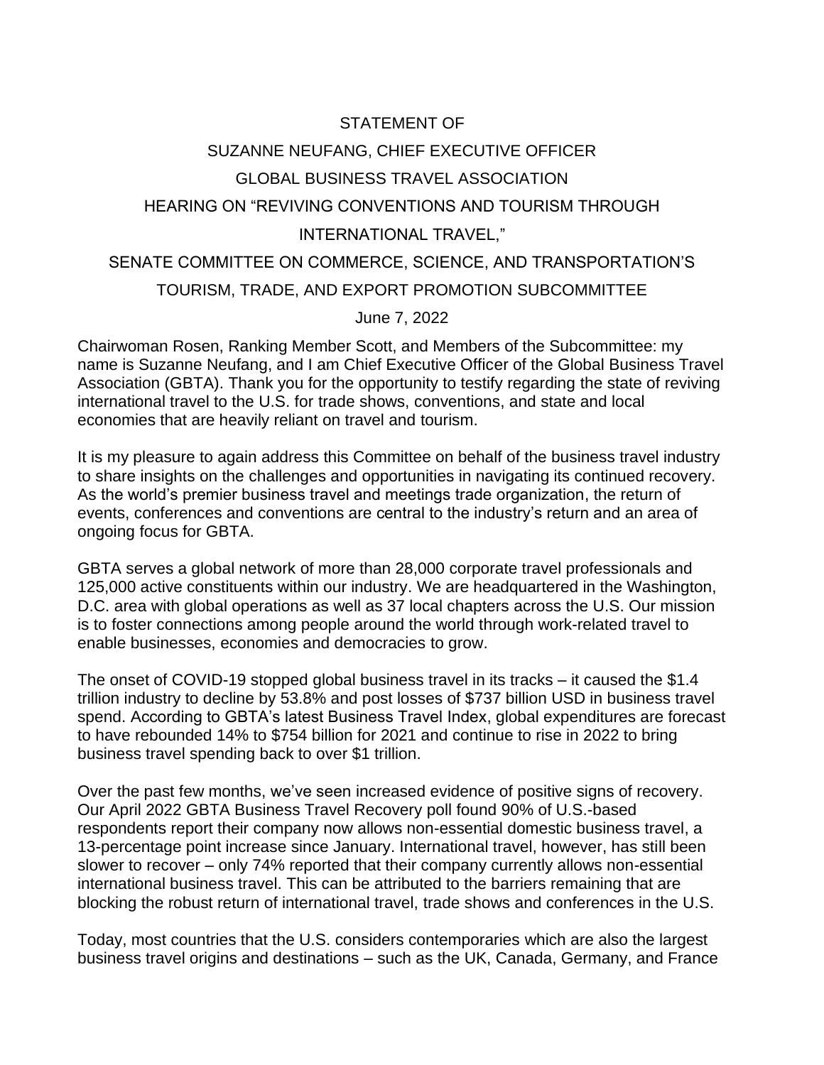# STATEMENT OF

# SUZANNE NEUFANG, CHIEF EXECUTIVE OFFICER

# GLOBAL BUSINESS TRAVEL ASSOCIATION

# HEARING ON "REVIVING CONVENTIONS AND TOURISM THROUGH INTERNATIONAL TRAVEL,"

# SENATE COMMITTEE ON COMMERCE, SCIENCE, AND TRANSPORTATION'S TOURISM, TRADE, AND EXPORT PROMOTION SUBCOMMITTEE

June 7, 2022

Chairwoman Rosen, Ranking Member Scott, and Members of the Subcommittee: my name is Suzanne Neufang, and I am Chief Executive Officer of the Global Business Travel Association (GBTA). Thank you for the opportunity to testify regarding the state of reviving international travel to the U.S. for trade shows, conventions, and state and local economies that are heavily reliant on travel and tourism.

It is my pleasure to again address this Committee on behalf of the business travel industry to share insights on the challenges and opportunities in navigating its continued recovery. As the world's premier business travel and meetings trade organization, the return of events, conferences and conventions are central to the industry's return and an area of ongoing focus for GBTA.

GBTA serves a global network of more than 28,000 corporate travel professionals and 125,000 active constituents within our industry. We are headquartered in the Washington, D.C. area with global operations as well as 37 local chapters across the U.S. Our mission is to foster connections among people around the world through work-related travel to enable businesses, economies and democracies to grow.

The onset of COVID-19 stopped global business travel in its tracks – it caused the $1.4 trillion industry to decline by 53.8% and post losses of $737 billion USD in business travel spend. According to GBTA's latest Business Travel Index, global expenditures are forecast to have rebounded 14% to $754 billion for 2021 and continue to rise in 2022 to bring business travel spending back to over $1 trillion.

Over the past few months, we've seen increased evidence of positive signs of recovery. Our April 2022 GBTA Business Travel Recovery poll found 90% of U.S.-based respondents report their company now allows non-essential domestic business travel, a 13-percentage point increase since January. International travel, however, has still been slower to recover – only 74% reported that their company currently allows non-essential international business travel. This can be attributed to the barriers remaining that are blocking the robust return of international travel, trade shows and conferences in the U.S.

Today, most countries that the U.S. considers contemporaries which are also the largest business travel origins and destinations – such as the UK, Canada, Germany, and France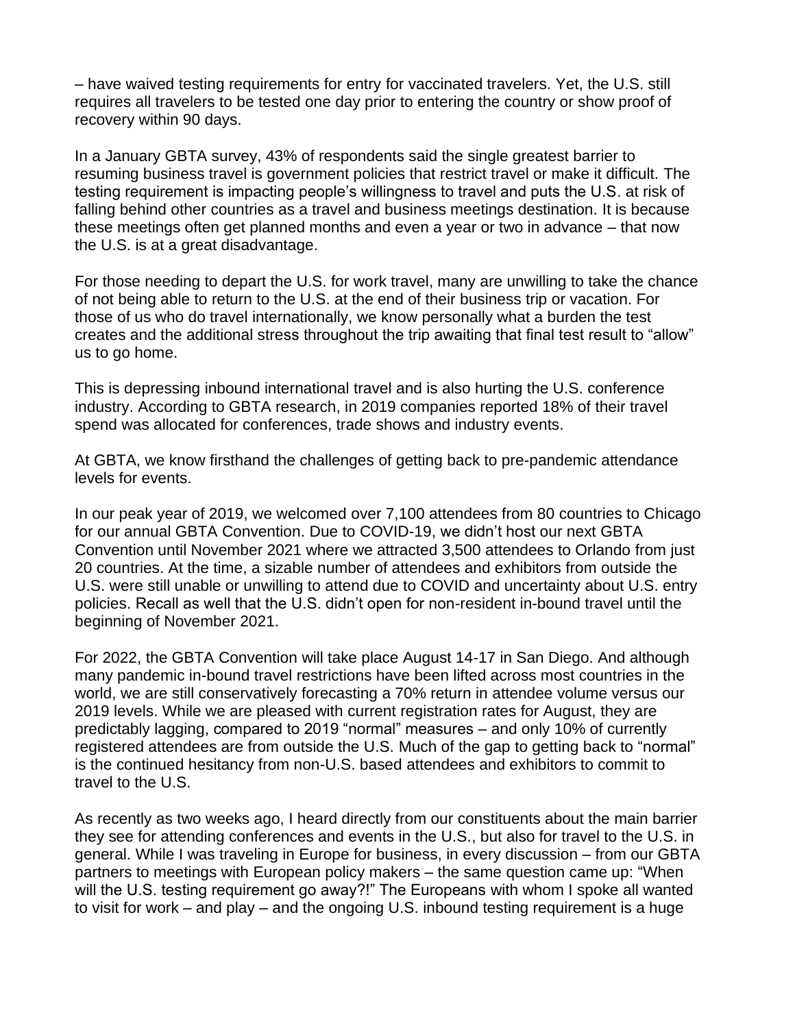– have waived testing requirements for entry for vaccinated travelers. Yet, the U.S. still requires all travelers to be tested one day prior to entering the country or show proof of recovery within 90 days.

In a January GBTA survey, 43% of respondents said the single greatest barrier to resuming business travel is government policies that restrict travel or make it difficult. The testing requirement is impacting people's willingness to travel and puts the U.S. at risk of falling behind other countries as a travel and business meetings destination. It is because these meetings often get planned months and even a year or two in advance – that now the U.S. is at a great disadvantage.

For those needing to depart the U.S. for work travel, many are unwilling to take the chance of not being able to return to the U.S. at the end of their business trip or vacation. For those of us who do travel internationally, we know personally what a burden the test creates and the additional stress throughout the trip awaiting that final test result to "allow" us to go home.

This is depressing inbound international travel and is also hurting the U.S. conference industry. According to GBTA research, in 2019 companies reported 18% of their travel spend was allocated for conferences, trade shows and industry events.

At GBTA, we know firsthand the challenges of getting back to pre-pandemic attendance levels for events.

In our peak year of 2019, we welcomed over 7,100 attendees from 80 countries to Chicago for our annual GBTA Convention. Due to COVID-19, we didn't host our next GBTA Convention until November 2021 where we attracted 3,500 attendees to Orlando from just 20 countries. At the time, a sizable number of attendees and exhibitors from outside the U.S. were still unable or unwilling to attend due to COVID and uncertainty about U.S. entry policies. Recall as well that the U.S. didn't open for non-resident in-bound travel until the beginning of November 2021.

For 2022, the GBTA Convention will take place August 14-17 in San Diego. And although many pandemic in-bound travel restrictions have been lifted across most countries in the world, we are still conservatively forecasting a 70% return in attendee volume versus our 2019 levels. While we are pleased with current registration rates for August, they are predictably lagging, compared to 2019 "normal" measures – and only 10% of currently registered attendees are from outside the U.S. Much of the gap to getting back to "normal" is the continued hesitancy from non-U.S. based attendees and exhibitors to commit to travel to the U.S.

As recently as two weeks ago, I heard directly from our constituents about the main barrier they see for attending conferences and events in the U.S., but also for travel to the U.S. in general. While I was traveling in Europe for business, in every discussion – from our GBTA partners to meetings with European policy makers – the same question came up: "When will the U.S. testing requirement go away?!" The Europeans with whom I spoke all wanted to visit for work – and play – and the ongoing U.S. inbound testing requirement is a huge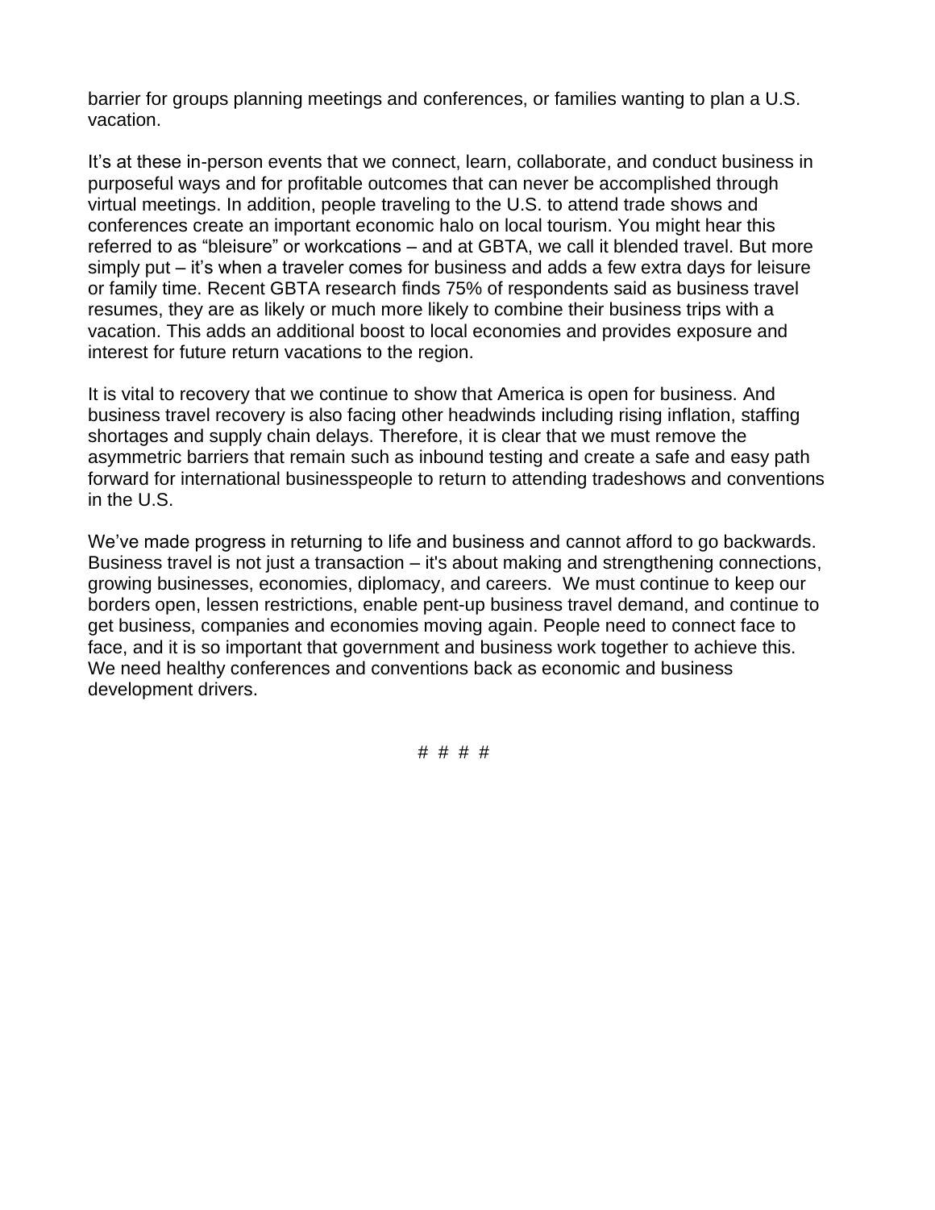barrier for groups planning meetings and conferences, or families wanting to plan a U.S. vacation.

It's at these in-person events that we connect, learn, collaborate, and conduct business in purposeful ways and for profitable outcomes that can never be accomplished through virtual meetings. In addition, people traveling to the U.S. to attend trade shows and conferences create an important economic halo on local tourism. You might hear this referred to as "bleisure" or workcations – and at GBTA, we call it blended travel. But more simply put – it's when a traveler comes for business and adds a few extra days for leisure or family time. Recent GBTA research finds 75% of respondents said as business travel resumes, they are as likely or much more likely to combine their business trips with a vacation. This adds an additional boost to local economies and provides exposure and interest for future return vacations to the region.

It is vital to recovery that we continue to show that America is open for business. And business travel recovery is also facing other headwinds including rising inflation, staffing shortages and supply chain delays. Therefore, it is clear that we must remove the asymmetric barriers that remain such as inbound testing and create a safe and easy path forward for international businesspeople to return to attending tradeshows and conventions in the U.S.

We've made progress in returning to life and business and cannot afford to go backwards. Business travel is not just a transaction – it's about making and strengthening connections, growing businesses, economies, diplomacy, and careers. We must continue to keep our borders open, lessen restrictions, enable pent-up business travel demand, and continue to get business, companies and economies moving again. People need to connect face to face, and it is so important that government and business work together to achieve this. We need healthy conferences and conventions back as economic and business development drivers.

# # # #